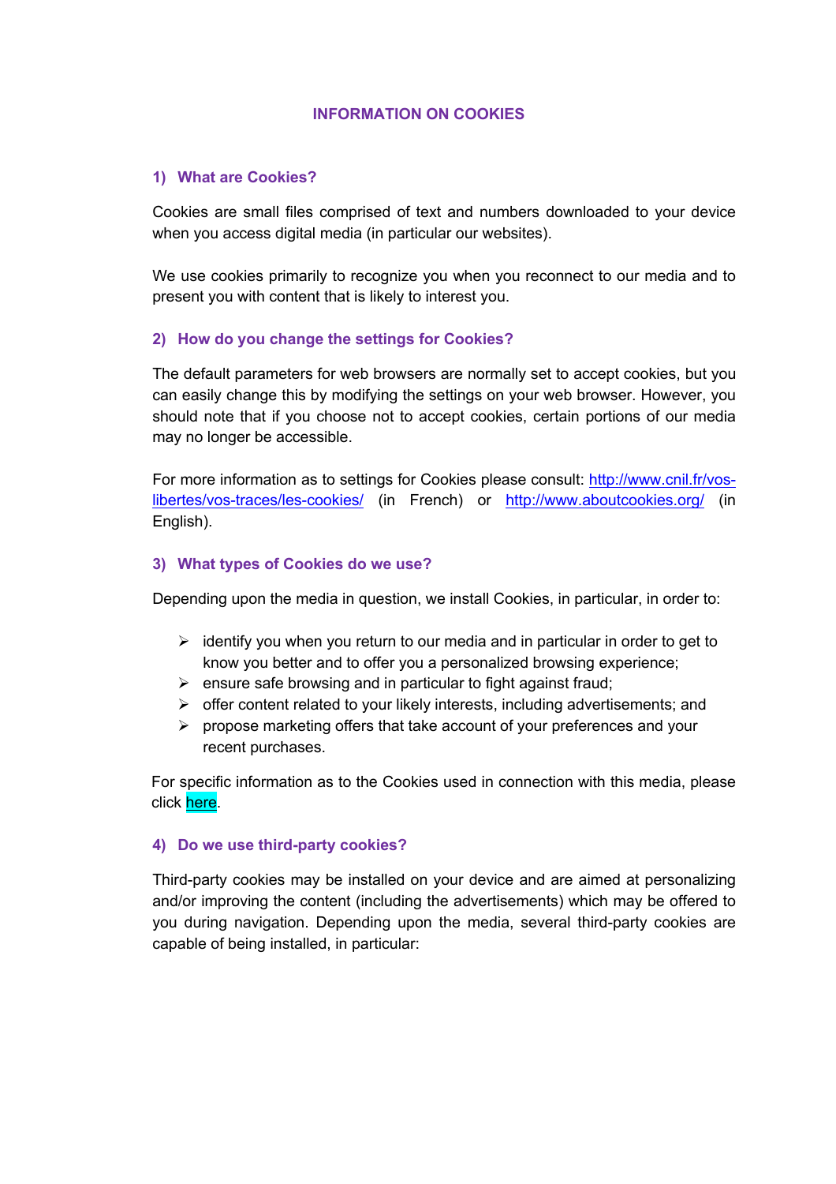# INFORMATION ON COOKIES

## 1) What are Cookies?

Cookies are small files comprised of text and numbers downloaded to your device when you access digital media (in particular our websites).

We use cookies primarily to recognize you when you reconnect to our media and to present you with content that is likely to interest you.

## 2) How do you change the settings for Cookies?

The default parameters for web browsers are normally set to accept cookies, but you can easily change this by modifying the settings on your web browser. However, you should note that if you choose not to accept cookies, certain portions of our media may no longer be accessible.

For more information as to settings for Cookies please consult: http://www.cnil.fr/vos-libertes/vos-traces/les-cookies/ (in French) or http://www.aboutcookies.org/ (in English).

## 3) What types of Cookies do we use?

Depending upon the media in question, we install Cookies, in particular, in order to:

- identify you when you return to our media and in particular in order to get to know you better and to offer you a personalized browsing experience;
- ensure safe browsing and in particular to fight against fraud;
- offer content related to your likely interests, including advertisements; and
- propose marketing offers that take account of your preferences and your recent purchases.

For specific information as to the Cookies used in connection with this media, please click here.

## 4) Do we use third-party cookies?

Third-party cookies may be installed on your device and are aimed at personalizing and/or improving the content (including the advertisements) which may be offered to you during navigation. Depending upon the media, several third-party cookies are capable of being installed, in particular: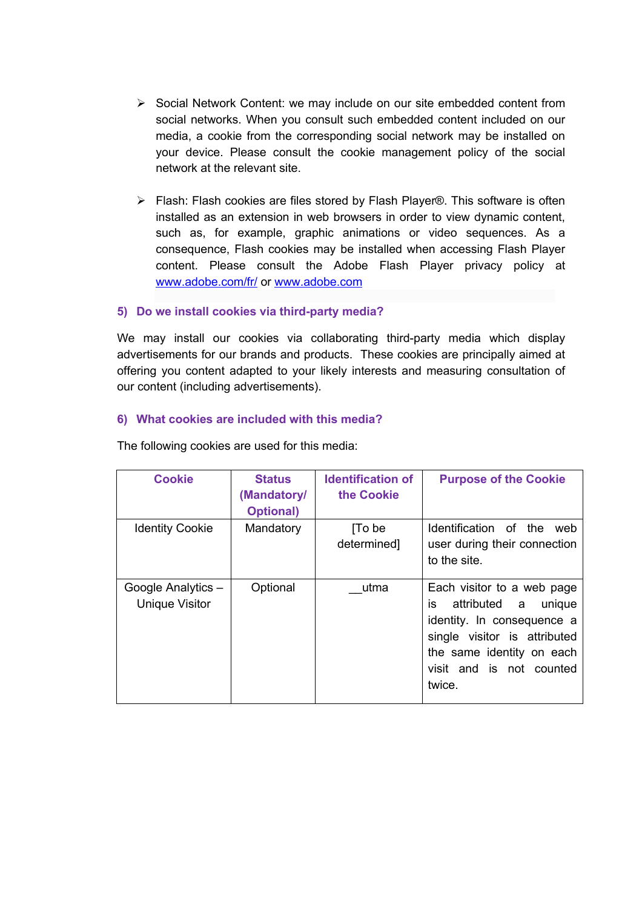- Social Network Content: we may include on our site embedded content from social networks. When you consult such embedded content included on our media, a cookie from the corresponding social network may be installed on your device. Please consult the cookie management policy of the social network at the relevant site.

- Flash: Flash cookies are files stored by Flash Player®. This software is often installed as an extension in web browsers in order to view dynamic content, such as, for example, graphic animations or video sequences. As a consequence, Flash cookies may be installed when accessing Flash Player content. Please consult the Adobe Flash Player privacy policy at www.adobe.com/fr/ or www.adobe.com

### 5) Do we install cookies via third-party media?

We may install our cookies via collaborating third-party media which display advertisements for our brands and products. These cookies are principally aimed at offering you content adapted to your likely interests and measuring consultation of our content (including advertisements).

### 6) What cookies are included with this media?

The following cookies are used for this media:

| Cookie | Status (Mandatory/ Optional) | Identification of the Cookie | Purpose of the Cookie |
|---|---|---|---|
| Identity Cookie | Mandatory | [To be determined] | Identification of the web user during their connection to the site. |
| Google Analytics – Unique Visitor | Optional | __utma | Each visitor to a web page is attributed a unique identity. In consequence a single visitor is attributed the same identity on each visit and is not counted twice. |